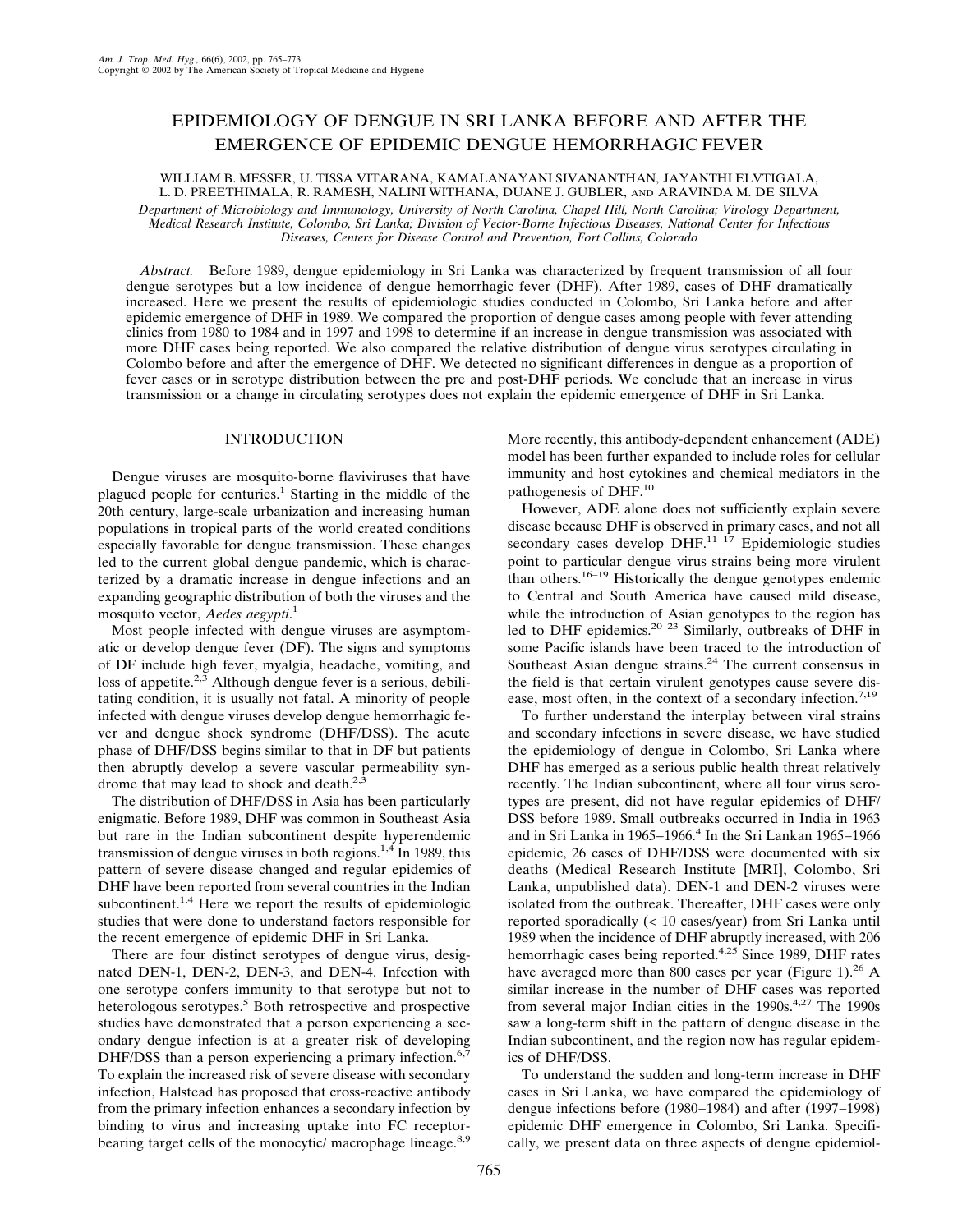# EPIDEMIOLOGY OF DENGUE IN SRI LANKA BEFORE AND AFTER THE EMERGENCE OF EPIDEMIC DENGUE HEMORRHAGIC FEVER

WILLIAM B. MESSER, U. TISSA VITARANA, KAMALANAYANI SIVANANTHAN, JAYANTHI ELVTIGALA, L. D. PREETHIMALA, R. RAMESH, NALINI WITHANA, DUANE J. GUBLER, AND ARAVINDA M. DE SILVA

*Department of Microbiology and Immunology, University of North Carolina, Chapel Hill, North Carolina; Virology Department, Medical Research Institute, Colombo, Sri Lanka; Division of Vector-Borne Infectious Diseases, National Center for Infectious Diseases, Centers for Disease Control and Prevention, Fort Collins, Colorado*

*Abstract.* Before 1989, dengue epidemiology in Sri Lanka was characterized by frequent transmission of all four dengue serotypes but a low incidence of dengue hemorrhagic fever (DHF). After 1989, cases of DHF dramatically increased. Here we present the results of epidemiologic studies conducted in Colombo, Sri Lanka before and after epidemic emergence of DHF in 1989. We compared the proportion of dengue cases among people with fever attending clinics from 1980 to 1984 and in 1997 and 1998 to determine if an increase in dengue transmission was associated with more DHF cases being reported. We also compared the relative distribution of dengue virus serotypes circulating in Colombo before and after the emergence of DHF. We detected no significant differences in dengue as a proportion of fever cases or in serotype distribution between the pre and post-DHF periods. We conclude that an increase in virus transmission or a change in circulating serotypes does not explain the epidemic emergence of DHF in Sri Lanka.

## INTRODUCTION

Dengue viruses are mosquito-borne flaviviruses that have plagued people for centuries.[1] Starting in the middle of the 20th century, large-scale urbanization and increasing human populations in tropical parts of the world created conditions especially favorable for dengue transmission. These changes led to the current global dengue pandemic, which is characterized by a dramatic increase in dengue infections and an expanding geographic distribution of both the viruses and the mosquito vector, *Aedes aegypti*.[1]

Most people infected with dengue viruses are asymptomatic or develop dengue fever (DF). The signs and symptoms of DF include high fever, myalgia, headache, vomiting, and loss of appetite.[2,3] Although dengue fever is a serious, debilitating condition, it is usually not fatal. A minority of people infected with dengue viruses develop dengue hemorrhagic fever and dengue shock syndrome (DHF/DSS). The acute phase of DHF/DSS begins similar to that in DF but patients then abruptly develop a severe vascular permeability syndrome that may lead to shock and death.[2,3]

The distribution of DHF/DSS in Asia has been particularly enigmatic. Before 1989, DHF was common in Southeast Asia but rare in the Indian subcontinent despite hyperendemic transmission of dengue viruses in both regions.[1,4] In 1989, this pattern of severe disease changed and regular epidemics of DHF have been reported from several countries in the Indian subcontinent.[1,4] Here we report the results of epidemiologic studies that were done to understand factors responsible for the recent emergence of epidemic DHF in Sri Lanka.

There are four distinct serotypes of dengue virus, designated DEN-1, DEN-2, DEN-3, and DEN-4. Infection with one serotype confers immunity to that serotype but not to heterologous serotypes.[5] Both retrospective and prospective studies have demonstrated that a person experiencing a secondary dengue infection is at a greater risk of developing DHF/DSS than a person experiencing a primary infection.[6,7] To explain the increased risk of severe disease with secondary infection, Halstead has proposed that cross-reactive antibody from the primary infection enhances a secondary infection by binding to virus and increasing uptake into FC receptor-bearing target cells of the monocytic/ macrophage lineage.[8,9] More recently, this antibody-dependent enhancement (ADE) model has been further expanded to include roles for cellular immunity and host cytokines and chemical mediators in the pathogenesis of DHF.[10]

However, ADE alone does not sufficiently explain severe disease because DHF is observed in primary cases, and not all secondary cases develop DHF.[11–17] Epidemiologic studies point to particular dengue virus strains being more virulent than others.[16–19] Historically the dengue genotypes endemic to Central and South America have caused mild disease, while the introduction of Asian genotypes to the region has led to DHF epidemics.[20–23] Similarly, outbreaks of DHF in some Pacific islands have been traced to the introduction of Southeast Asian dengue strains.[24] The current consensus in the field is that certain virulent genotypes cause severe disease, most often, in the context of a secondary infection.[7,19]

To further understand the interplay between viral strains and secondary infections in severe disease, we have studied the epidemiology of dengue in Colombo, Sri Lanka where DHF has emerged as a serious public health threat relatively recently. The Indian subcontinent, where all four virus serotypes are present, did not have regular epidemics of DHF/DSS before 1989. Small outbreaks occurred in India in 1963 and in Sri Lanka in 1965–1966.[4] In the Sri Lankan 1965–1966 epidemic, 26 cases of DHF/DSS were documented with six deaths (Medical Research Institute [MRI], Colombo, Sri Lanka, unpublished data). DEN-1 and DEN-2 viruses were isolated from the outbreak. Thereafter, DHF cases were only reported sporadically (< 10 cases/year) from Sri Lanka until 1989 when the incidence of DHF abruptly increased, with 206 hemorrhagic cases being reported.[4,25] Since 1989, DHF rates have averaged more than 800 cases per year (Figure 1).[26] A similar increase in the number of DHF cases was reported from several major Indian cities in the 1990s.[4,27] The 1990s saw a long-term shift in the pattern of dengue disease in the Indian subcontinent, and the region now has regular epidemics of DHF/DSS.

To understand the sudden and long-term increase in DHF cases in Sri Lanka, we have compared the epidemiology of dengue infections before (1980–1984) and after (1997–1998) epidemic DHF emergence in Colombo, Sri Lanka. Specifically, we present data on three aspects of dengue epidemiol-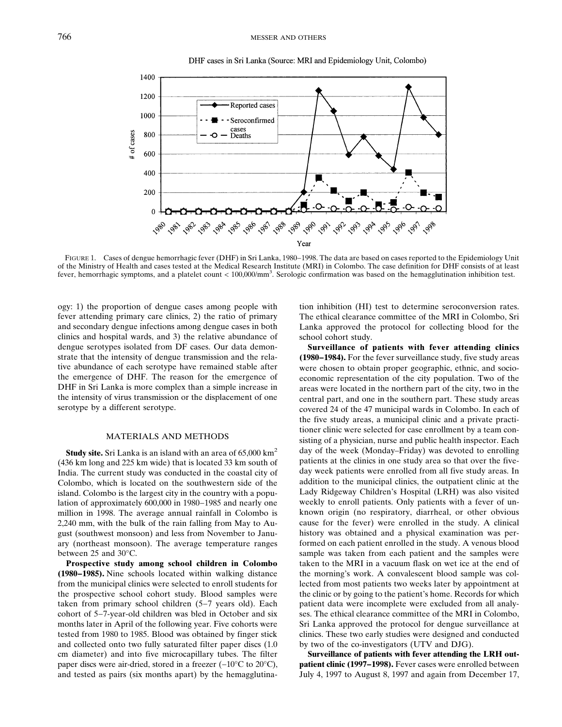FIGURE 1. Cases of dengue hemorrhagic fever (DHF) in Sri Lanka, 1980–1998. The data are based on cases reported to the Epidemiology Unit of the Ministry of Health and cases tested at the Medical Research Institute (MRI) in Colombo. The case definition for DHF consists of at least fever, hemorrhagic symptoms, and a platelet count < 100,000/mm$^3$. Serologic confirmation was based on the hemagglutination inhibition test.

ogy: 1) the proportion of dengue cases among people with fever attending primary care clinics, 2) the ratio of primary and secondary dengue infections among dengue cases in both clinics and hospital wards, and 3) the relative abundance of dengue serotypes isolated from DF cases. Our data demonstrate that the intensity of dengue transmission and the relative abundance of each serotype have remained stable after the emergence of DHF. The reason for the emergence of DHF in Sri Lanka is more complex than a simple increase in the intensity of virus transmission or the displacement of one serotype by a different serotype.

## MATERIALS AND METHODS

**Study site.** Sri Lanka is an island with an area of 65,000 km$^2$ (436 km long and 225 km wide) that is located 33 km south of India. The current study was conducted in the coastal city of Colombo, which is located on the southwestern side of the island. Colombo is the largest city in the country with a population of approximately 600,000 in 1980–1985 and nearly one million in 1998. The average annual rainfall in Colombo is 2,240 mm, with the bulk of the rain falling from May to August (southwest monsoon) and less from November to January (northeast monsoon). The average temperature ranges between 25 and 30°C.

**Prospective study among school children in Colombo (1980–1985).** Nine schools located within walking distance from the municipal clinics were selected to enroll students for the prospective school cohort study. Blood samples were taken from primary school children (5–7 years old). Each cohort of 5–7-year-old children was bled in October and six months later in April of the following year. Five cohorts were tested from 1980 to 1985. Blood was obtained by finger stick and collected onto two fully saturated filter paper discs (1.0 cm diameter) and into five microcapillary tubes. The filter paper discs were air-dried, stored in a freezer (−10°C to 20°C), and tested as pairs (six months apart) by the hemagglutination inhibition (HI) test to determine seroconversion rates. The ethical clearance committee of the MRI in Colombo, Sri Lanka approved the protocol for collecting blood for the school cohort study.

**Surveillance of patients with fever attending clinics (1980–1984).** For the fever surveillance study, five study areas were chosen to obtain proper geographic, ethnic, and socioeconomic representation of the city population. Two of the areas were located in the northern part of the city, two in the central part, and one in the southern part. These study areas covered 24 of the 47 municipal wards in Colombo. In each of the five study areas, a municipal clinic and a private practitioner clinic were selected for case enrollment by a team consisting of a physician, nurse and public health inspector. Each day of the week (Monday–Friday) was devoted to enrolling patients at the clinics in one study area so that over the five-day week patients were enrolled from all five study areas. In addition to the municipal clinics, the outpatient clinic at the Lady Ridgeway Children's Hospital (LRH) was also visited weekly to enroll patients. Only patients with a fever of unknown origin (no respiratory, diarrheal, or other obvious cause for the fever) were enrolled in the study. A clinical history was obtained and a physical examination was performed on each patient enrolled in the study. A venous blood sample was taken from each patient and the samples were taken to the MRI in a vacuum flask on wet ice at the end of the morning's work. A convalescent blood sample was collected from most patients two weeks later by appointment at the clinic or by going to the patient's home. Records for which patient data were incomplete were excluded from all analyses. The ethical clearance committee of the MRI in Colombo, Sri Lanka approved the protocol for dengue surveillance at clinics. These two early studies were designed and conducted by two of the co-investigators (UTV and DJG).

**Surveillance of patients with fever attending the LRH outpatient clinic (1997–1998).** Fever cases were enrolled between July 4, 1997 to August 8, 1997 and again from December 17,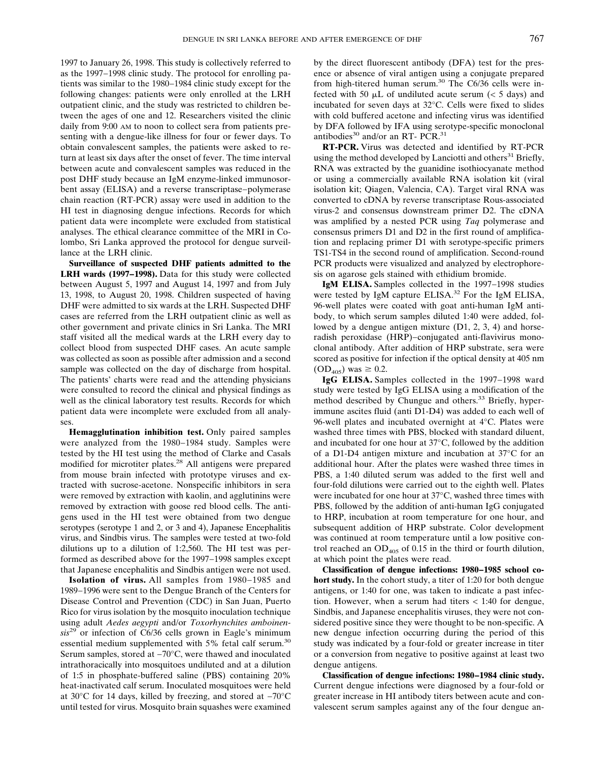1997 to January 26, 1998. This study is collectively referred to as the 1997–1998 clinic study. The protocol for enrolling patients was similar to the 1980–1984 clinic study except for the following changes: patients were only enrolled at the LRH outpatient clinic, and the study was restricted to children between the ages of one and 12. Researchers visited the clinic daily from 9:00 AM to noon to collect sera from patients presenting with a dengue-like illness for four or fewer days. To obtain convalescent samples, the patients were asked to return at least six days after the onset of fever. The time interval between acute and convalescent samples was reduced in the post DHF study because an IgM enzyme-linked immunosorbent assay (ELISA) and a reverse transcriptase–polymerase chain reaction (RT-PCR) assay were used in addition to the HI test in diagnosing dengue infections. Records for which patient data were incomplete were excluded from statistical analyses. The ethical clearance committee of the MRI in Colombo, Sri Lanka approved the protocol for dengue surveillance at the LRH clinic.

**Surveillance of suspected DHF patients admitted to the LRH wards (1997–1998).** Data for this study were collected between August 5, 1997 and August 14, 1997 and from July 13, 1998, to August 20, 1998. Children suspected of having DHF were admitted to six wards at the LRH. Suspected DHF cases are referred from the LRH outpatient clinic as well as other government and private clinics in Sri Lanka. The MRI staff visited all the medical wards at the LRH every day to collect blood from suspected DHF cases. An acute sample was collected as soon as possible after admission and a second sample was collected on the day of discharge from hospital. The patients' charts were read and the attending physicians were consulted to record the clinical and physical findings as well as the clinical laboratory test results. Records for which patient data were incomplete were excluded from all analyses.

**Hemagglutination inhibition test.** Only paired samples were analyzed from the 1980–1984 study. Samples were tested by the HI test using the method of Clarke and Casals modified for microtiter plates.[28] All antigens were prepared from mouse brain infected with prototype viruses and extracted with sucrose-acetone. Nonspecific inhibitors in sera were removed by extraction with kaolin, and agglutinins were removed by extraction with goose red blood cells. The antigens used in the HI test were obtained from two dengue serotypes (serotype 1 and 2, or 3 and 4), Japanese Encephalitis virus, and Sindbis virus. The samples were tested at two-fold dilutions up to a dilution of 1:2,560. The HI test was performed as described above for the 1997–1998 samples except that Japanese encephalitis and Sindbis antigen were not used.

**Isolation of virus.** All samples from 1980–1985 and 1989–1996 were sent to the Dengue Branch of the Centers for Disease Control and Prevention (CDC) in San Juan, Puerto Rico for virus isolation by the mosquito inoculation technique using adult *Aedes aegypti* and/or *Toxorhynchites amboinensis*[29] or infection of C6/36 cells grown in Eagle's minimum essential medium supplemented with 5% fetal calf serum.[30] Serum samples, stored at −70°C, were thawed and inoculated intrathoracically into mosquitoes undiluted and at a dilution of 1:5 in phosphate-buffered saline (PBS) containing 20% heat-inactivated calf serum. Inoculated mosquitoes were held at 30°C for 14 days, killed by freezing, and stored at −70°C until tested for virus. Mosquito brain squashes were examined by the direct fluorescent antibody (DFA) test for the presence or absence of viral antigen using a conjugate prepared from high-titered human serum.[30] The C6/36 cells were infected with 50 μL of undiluted acute serum (< 5 days) and incubated for seven days at 32°C. Cells were fixed to slides with cold buffered acetone and infecting virus was identified by DFA followed by IFA using serotype-specific monoclonal antibodies[30] and/or an RT- PCR.[31]

**RT-PCR.** Virus was detected and identified by RT-PCR using the method developed by Lanciotti and others[31] Briefly, RNA was extracted by the guanidine isothiocyanate method or using a commercially available RNA isolation kit (viral isolation kit; Qiagen, Valencia, CA). Target viral RNA was converted to cDNA by reverse transcriptase Rous-associated virus-2 and consensus downstream primer D2. The cDNA was amplified by a nested PCR using *Taq* polymerase and consensus primers D1 and D2 in the first round of amplification and replacing primer D1 with serotype-specific primers TS1-TS4 in the second round of amplification. Second-round PCR products were visualized and analyzed by electrophoresis on agarose gels stained with ethidium bromide.

**IgM ELISA.** Samples collected in the 1997–1998 studies were tested by IgM capture ELISA.[32] For the IgM ELISA, 96-well plates were coated with goat anti-human IgM antibody, to which serum samples diluted 1:40 were added, followed by a dengue antigen mixture (D1, 2, 3, 4) and horseradish peroxidase (HRP)–conjugated anti-flavivirus monoclonal antibody. After addition of HRP substrate, sera were scored as positive for infection if the optical density at 405 nm ($OD_{405}$) was ≥ 0.2.

**IgG ELISA.** Samples collected in the 1997–1998 ward study were tested by IgG ELISA using a modification of the method described by Chungue and others.[33] Briefly, hyperimmune ascites fluid (anti D1-D4) was added to each well of 96-well plates and incubated overnight at 4°C. Plates were washed three times with PBS, blocked with standard diluent, and incubated for one hour at 37°C, followed by the addition of a D1-D4 antigen mixture and incubation at 37°C for an additional hour. After the plates were washed three times in PBS, a 1:40 diluted serum was added to the first well and four-fold dilutions were carried out to the eighth well. Plates were incubated for one hour at 37°C, washed three times with PBS, followed by the addition of anti-human IgG conjugated to HRP, incubation at room temperature for one hour, and subsequent addition of HRP substrate. Color development was continued at room temperature until a low positive control reached an $OD_{405}$ of 0.15 in the third or fourth dilution, at which point the plates were read.

**Classification of dengue infections: 1980–1985 school cohort study.** In the cohort study, a titer of 1:20 for both dengue antigens, or 1:40 for one, was taken to indicate a past infection. However, when a serum had titers < 1:40 for dengue, Sindbis, and Japanese encephalitis viruses, they were not considered positive since they were thought to be non-specific. A new dengue infection occurring during the period of this study was indicated by a four-fold or greater increase in titer or a conversion from negative to positive against at least two dengue antigens.

**Classification of dengue infections: 1980–1984 clinic study.** Current dengue infections were diagnosed by a four-fold or greater increase in HI antibody titers between acute and convalescent serum samples against any of the four dengue an-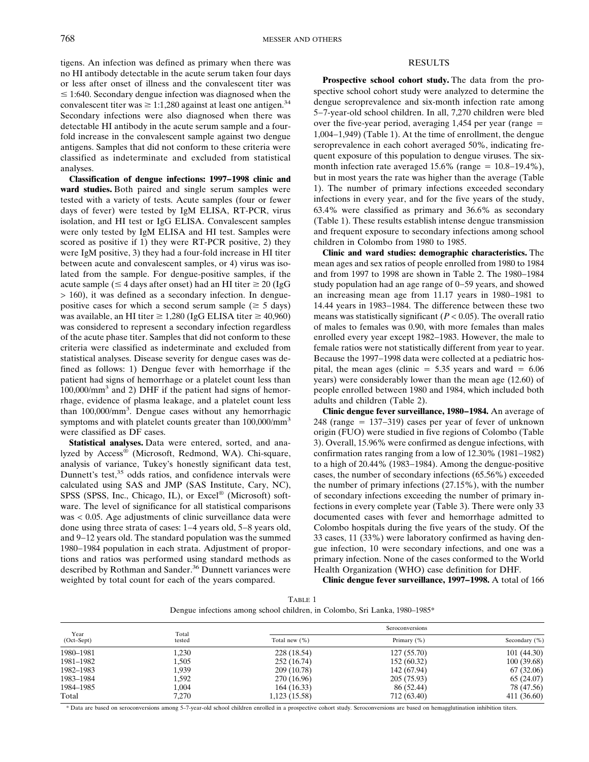tigens. An infection was defined as primary when there was no HI antibody detectable in the acute serum taken four days or less after onset of illness and the convalescent titer was ≤ 1:640. Secondary dengue infection was diagnosed when the convalescent titer was ≥ 1:1,280 against at least one antigen.[34] Secondary infections were also diagnosed when there was detectable HI antibody in the acute serum sample and a four-fold increase in the convalescent sample against two dengue antigens. Samples that did not conform to these criteria were classified as indeterminate and excluded from statistical analyses.

**Classification of dengue infections: 1997–1998 clinic and ward studies.** Both paired and single serum samples were tested with a variety of tests. Acute samples (four or fewer days of fever) were tested by IgM ELISA, RT-PCR, virus isolation, and HI test or IgG ELISA. Convalescent samples were only tested by IgM ELISA and HI test. Samples were scored as positive if 1) they were RT-PCR positive, 2) they were IgM positive, 3) they had a four-fold increase in HI titer between acute and convalescent samples, or 4) virus was isolated from the sample. For dengue-positive samples, if the acute sample (≤ 4 days after onset) had an HI titer ≥ 20 (IgG > 160), it was defined as a secondary infection. In dengue-positive cases for which a second serum sample (≥ 5 days) was available, an HI titer ≥ 1,280 (IgG ELISA titer ≥ 40,960) was considered to represent a secondary infection regardless of the acute phase titer. Samples that did not conform to these criteria were classified as indeterminate and excluded from statistical analyses. Disease severity for dengue cases was defined as follows: 1) Dengue fever with hemorrhage if the patient had signs of hemorrhage or a platelet count less than $100,000/mm^3$ and 2) DHF if the patient had signs of hemorrhage, evidence of plasma leakage, and a platelet count less than $100,000/mm^3$. Dengue cases without any hemorrhagic symptoms and with platelet counts greater than $100,000/mm^3$ were classified as DF cases.

**Statistical analyses.** Data were entered, sorted, and analyzed by Access® (Microsoft, Redmond, WA). Chi-square, analysis of variance, Tukey's honestly significant data test, Dunnett's test,[35] odds ratios, and confidence intervals were calculated using SAS and JMP (SAS Institute, Cary, NC), SPSS (SPSS, Inc., Chicago, IL), or Excel® (Microsoft) software. The level of significance for all statistical comparisons was < 0.05. Age adjustments of clinic surveillance data were done using three strata of cases: 1–4 years old, 5–8 years old, and 9–12 years old. The standard population was the summed 1980–1984 population in each strata. Adjustment of proportions and ratios was performed using standard methods as described by Rothman and Sander.[36] Dunnett variances were weighted by total count for each of the years compared.

## RESULTS

**Prospective school cohort study.** The data from the prospective school cohort study were analyzed to determine the dengue seroprevalence and six-month infection rate among 5–7-year-old school children. In all, 7,270 children were bled over the five-year period, averaging 1,454 per year (range = 1,004–1,949) (Table 1). At the time of enrollment, the dengue seroprevalence in each cohort averaged 50%, indicating frequent exposure of this population to dengue viruses. The six-month infection rate averaged 15.6% (range = 10.8–19.4%), but in most years the rate was higher than the average (Table 1). The number of primary infections exceeded secondary infections in every year, and for the five years of the study, 63.4% were classified as primary and 36.6% as secondary (Table 1). These results establish intense dengue transmission and frequent exposure to secondary infections among school children in Colombo from 1980 to 1985.

**Clinic and ward studies: demographic characteristics.** The mean ages and sex ratios of people enrolled from 1980 to 1984 and from 1997 to 1998 are shown in Table 2. The 1980–1984 study population had an age range of 0–59 years, and showed an increasing mean age from 11.17 years in 1980–1981 to 14.44 years in 1983–1984. The difference between these two means was statistically significant ($P < 0.05$). The overall ratio of males to females was 0.90, with more females than males enrolled every year except 1982–1983. However, the male to female ratios were not statistically different from year to year. Because the 1997–1998 data were collected at a pediatric hospital, the mean ages (clinic = 5.35 years and ward = 6.06 years) were considerably lower than the mean age (12.60) of people enrolled between 1980 and 1984, which included both adults and children (Table 2).

**Clinic dengue fever surveillance, 1980–1984.** An average of 248 (range = 137–319) cases per year of fever of unknown origin (FUO) were studied in five regions of Colombo (Table 3). Overall, 15.96% were confirmed as dengue infections, with confirmation rates ranging from a low of 12.30% (1981–1982) to a high of 20.44% (1983–1984). Among the dengue-positive cases, the number of secondary infections (65.56%) exceeded the number of primary infections (27.15%), with the number of secondary infections exceeding the number of primary infections in every complete year (Table 3). There were only 33 documented cases with fever and hemorrhage admitted to Colombo hospitals during the five years of the study. Of the 33 cases, 11 (33%) were laboratory confirmed as having dengue infection, 10 were secondary infections, and one was a primary infection. None of the cases conformed to the World Health Organization (WHO) case definition for DHF.

**Clinic dengue fever surveillance, 1997–1998.** A total of 166

TABLE 1
Dengue infections among school children, in Colombo, Sri Lanka, 1980–1985*

| Year (Oct–Sept) | Total tested | Seroconversions | | |
|---|---|---|---|---|
| | | Total new (%) | Primary (%) | Secondary (%) |
| 1980–1981 | 1,230 | 228 (18.54) | 127 (55.70) | 101 (44.30) |
| 1981–1982 | 1,505 | 252 (16.74) | 152 (60.32) | 100 (39.68) |
| 1982–1983 | 1,939 | 209 (10.78) | 142 (67.94) | 67 (32.06) |
| 1983–1984 | 1,592 | 270 (16.96) | 205 (75.93) | 65 (24.07) |
| 1984–1985 | 1,004 | 164 (16.33) | 86 (52.44) | 78 (47.56) |
| Total | 7,270 | 1,123 (15.58) | 712 (63.40) | 411 (36.60) |

* Data are based on seroconversions among 5–7-year-old school children enrolled in a prospective cohort study. Seroconversions are based on hemagglutination inhibition titers.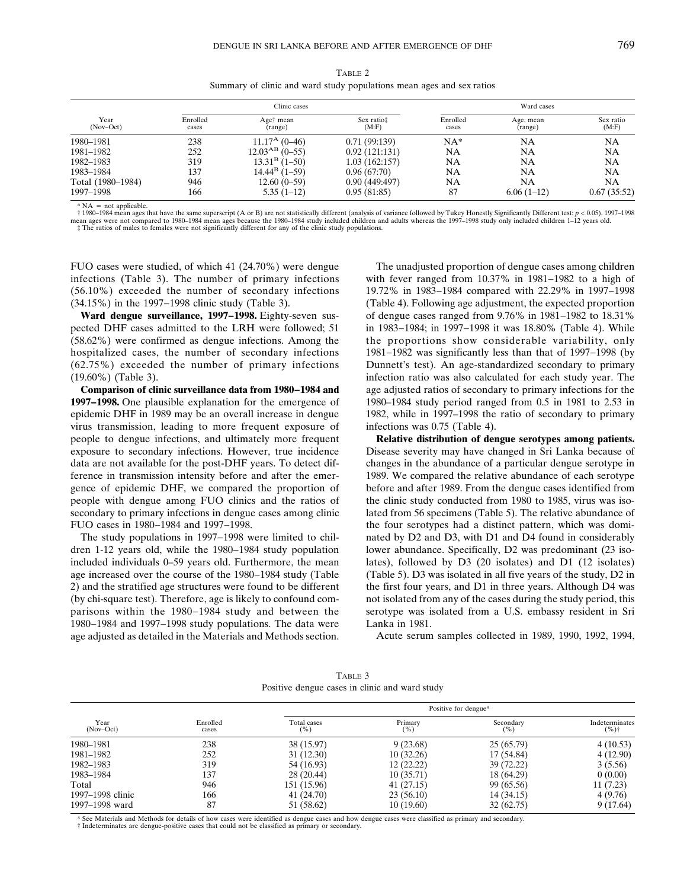TABLE 2

Summary of clinic and ward study populations mean ages and sex ratios

| Year (Nov–Oct) | Clinic cases | | | Ward cases | | |
|---|---|---|---|---|---|---|
| | Enrolled cases | Age† mean (range) | Sex ratio‡ (M:F) | Enrolled cases | Age, mean (range) | Sex ratio (M:F) |
| 1980–1981 | 238 | $11.17^{A}$ (0–46) | 0.71 (99:139) | NA* | NA | NA |
| 1981–1982 | 252 | $12.03^{AB}$ (0–55) | 0.92 (121:131) | NA | NA | NA |
| 1982–1983 | 319 | $13.31^{B}$ (1–50) | 1.03 (162:157) | NA | NA | NA |
| 1983–1984 | 137 | $14.44^{B}$ (1–59) | 0.96 (67:70) | NA | NA | NA |
| Total (1980–1984) | 946 | 12.60 (0–59) | 0.90 (449:497) | NA | NA | NA |
| 1997–1998 | 166 | 5.35 (1–12) | 0.95 (81:85) | 87 | 6.06 (1–12) | 0.67 (35:52) |

* NA = not applicable.
† 1980–1984 mean ages that have the same superscript (A or B) are not statistically different (analysis of variance followed by Tukey Honestly Significantly Different test; $p < 0.05$). 1997–1998 mean ages were not compared to 1980–1984 mean ages because the 1980–1984 study included children and adults whereas the 1997–1998 study only included children 1–12 years old.
‡ The ratios of males to females were not significantly different for any of the clinic study populations.

FUO cases were studied, of which 41 (24.70%) were dengue infections (Table 3). The number of primary infections (56.10%) exceeded the number of secondary infections (34.15%) in the 1997–1998 clinic study (Table 3).

**Ward dengue surveillance, 1997–1998.** Eighty-seven suspected DHF cases admitted to the LRH were followed; 51 (58.62%) were confirmed as dengue infections. Among the hospitalized cases, the number of secondary infections (62.75%) exceeded the number of primary infections (19.60%) (Table 3).

**Comparison of clinic surveillance data from 1980–1984 and 1997–1998.** One plausible explanation for the emergence of epidemic DHF in 1989 may be an overall increase in dengue virus transmission, leading to more frequent exposure of people to dengue infections, and ultimately more frequent exposure to secondary infections. However, true incidence data are not available for the post-DHF years. To detect difference in transmission intensity before and after the emergence of epidemic DHF, we compared the proportion of people with dengue among FUO clinics and the ratios of secondary to primary infections in dengue cases among clinic FUO cases in 1980–1984 and 1997–1998.

The study populations in 1997–1998 were limited to children 1-12 years old, while the 1980–1984 study population included individuals 0–59 years old. Furthermore, the mean age increased over the course of the 1980–1984 study (Table 2) and the stratified age structures were found to be different (by chi-square test). Therefore, age is likely to confound comparisons within the 1980–1984 study and between the 1980–1984 and 1997–1998 study populations. The data were age adjusted as detailed in the Materials and Methods section.

The unadjusted proportion of dengue cases among children with fever ranged from 10.37% in 1981–1982 to a high of 19.72% in 1983–1984 compared with 22.29% in 1997–1998 (Table 4). Following age adjustment, the expected proportion of dengue cases ranged from 9.76% in 1981–1982 to 18.31% in 1983–1984; in 1997–1998 it was 18.80% (Table 4). While the proportions show considerable variability, only 1981–1982 was significantly less than that of 1997–1998 (by Dunnett's test). An age-standardized secondary to primary infection ratio was also calculated for each study year. The age adjusted ratios of secondary to primary infections for the 1980–1984 study period ranged from 0.5 in 1981 to 2.53 in 1982, while in 1997–1998 the ratio of secondary to primary infections was 0.75 (Table 4).

**Relative distribution of dengue serotypes among patients.** Disease severity may have changed in Sri Lanka because of changes in the abundance of a particular dengue serotype in 1989. We compared the relative abundance of each serotype before and after 1989. From the dengue cases identified from the clinic study conducted from 1980 to 1985, virus was isolated from 56 specimens (Table 5). The relative abundance of the four serotypes had a distinct pattern, which was dominated by D2 and D3, with D1 and D4 found in considerably lower abundance. Specifically, D2 was predominant (23 isolates), followed by D3 (20 isolates) and D1 (12 isolates) (Table 5). D3 was isolated in all five years of the study, D2 in the first four years, and D1 in three years. Although D4 was not isolated from any of the cases during the study period, this serotype was isolated from a U.S. embassy resident in Sri Lanka in 1981.

Acute serum samples collected in 1989, 1990, 1992, 1994,

TABLE 3

Positive dengue cases in clinic and ward study

| Year (Nov–Oct) | Enrolled cases | Positive for dengue* | | | |
|---|---|---|---|---|---|
| | | Total cases (%) | Primary (%) | Secondary (%) | Indeterminates (%)† |
| 1980–1981 | 238 | 38 (15.97) | 9 (23.68) | 25 (65.79) | 4 (10.53) |
| 1981–1982 | 252 | 31 (12.30) | 10 (32.26) | 17 (54.84) | 4 (12.90) |
| 1982–1983 | 319 | 54 (16.93) | 12 (22.22) | 39 (72.22) | 3 (5.56) |
| 1983–1984 | 137 | 28 (20.44) | 10 (35.71) | 18 (64.29) | 0 (0.00) |
| Total | 946 | 151 (15.96) | 41 (27.15) | 99 (65.56) | 11 (7.23) |
| 1997–1998 clinic | 166 | 41 (24.70) | 23 (56.10) | 14 (34.15) | 4 (9.76) |
| 1997–1998 ward | 87 | 51 (58.62) | 10 (19.60) | 32 (62.75) | 9 (17.64) |

* See Materials and Methods for details of how cases were identified as dengue cases and how dengue cases were classified as primary and secondary.
† Indeterminates are dengue-positive cases that could not be classified as primary or secondary.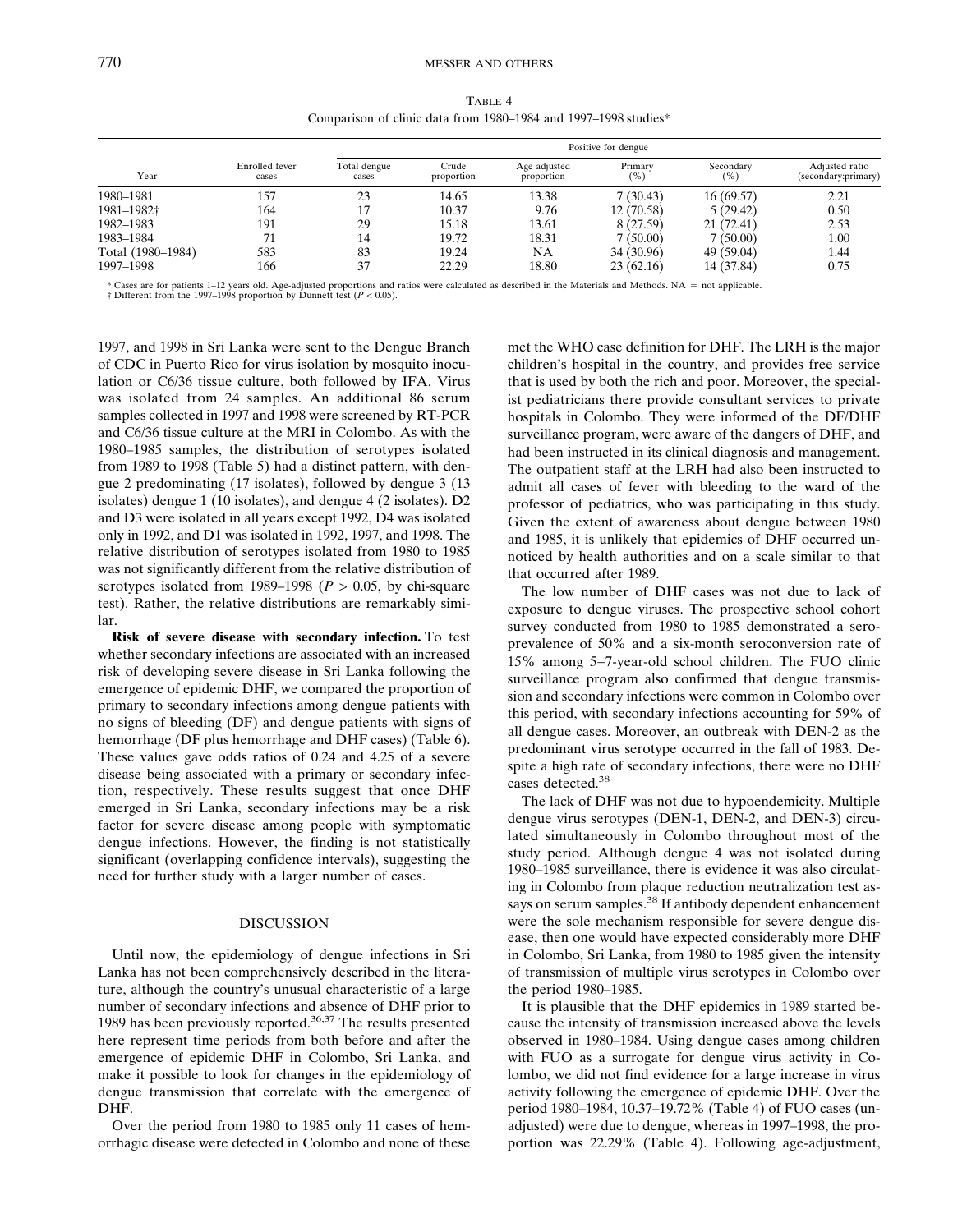TABLE 4

Comparison of clinic data from 1980–1984 and 1997–1998 studies*

| Year | Enrolled fever cases | Positive for dengue | | | | | |
|---|---|---|---|---|---|---|---|
| | | Total dengue cases | Crude proportion | Age adjusted proportion | Primary (%) | Secondary (%) | Adjusted ratio (secondary:primary) |
| 1980–1981 | 157 | 23 | 14.65 | 13.38 | 7 (30.43) | 16 (69.57) | 2.21 |
| 1981–1982† | 164 | 17 | 10.37 | 9.76 | 12 (70.58) | 5 (29.42) | 0.50 |
| 1982–1983 | 191 | 29 | 15.18 | 13.61 | 8 (27.59) | 21 (72.41) | 2.53 |
| 1983–1984 | 71 | 14 | 19.72 | 18.31 | 7 (50.00) | 7 (50.00) | 1.00 |
| Total (1980–1984) | 583 | 83 | 19.24 | NA | 34 (30.96) | 49 (59.04) | 1.44 |
| 1997–1998 | 166 | 37 | 22.29 | 18.80 | 23 (62.16) | 14 (37.84) | 0.75 |

\* Cases are for patients 1–12 years old. Age-adjusted proportions and ratios were calculated as described in the Materials and Methods. NA = not applicable.
† Different from the 1997–1998 proportion by Dunnett test ($P < 0.05$).

1997, and 1998 in Sri Lanka were sent to the Dengue Branch of CDC in Puerto Rico for virus isolation by mosquito inoculation or C6/36 tissue culture, both followed by IFA. Virus was isolated from 24 samples. An additional 86 serum samples collected in 1997 and 1998 were screened by RT-PCR and C6/36 tissue culture at the MRI in Colombo. As with the 1980–1985 samples, the distribution of serotypes isolated from 1989 to 1998 (Table 5) had a distinct pattern, with dengue 2 predominating (17 isolates), followed by dengue 3 (13 isolates) dengue 1 (10 isolates), and dengue 4 (2 isolates). D2 and D3 were isolated in all years except 1992, D4 was isolated only in 1992, and D1 was isolated in 1992, 1997, and 1998. The relative distribution of serotypes isolated from 1980 to 1985 was not significantly different from the relative distribution of serotypes isolated from 1989–1998 ($P > 0.05$, by chi-square test). Rather, the relative distributions are remarkably similar.

**Risk of severe disease with secondary infection.** To test whether secondary infections are associated with an increased risk of developing severe disease in Sri Lanka following the emergence of epidemic DHF, we compared the proportion of primary to secondary infections among dengue patients with no signs of bleeding (DF) and dengue patients with signs of hemorrhage (DF plus hemorrhage and DHF cases) (Table 6). These values gave odds ratios of 0.24 and 4.25 of a severe disease being associated with a primary or secondary infection, respectively. These results suggest that once DHF emerged in Sri Lanka, secondary infections may be a risk factor for severe disease among people with symptomatic dengue infections. However, the finding is not statistically significant (overlapping confidence intervals), suggesting the need for further study with a larger number of cases.

## DISCUSSION

Until now, the epidemiology of dengue infections in Sri Lanka has not been comprehensively described in the literature, although the country's unusual characteristic of a large number of secondary infections and absence of DHF prior to 1989 has been previously reported.[36,37] The results presented here represent time periods from both before and after the emergence of epidemic DHF in Colombo, Sri Lanka, and make it possible to look for changes in the epidemiology of dengue transmission that correlate with the emergence of DHF.

Over the period from 1980 to 1985 only 11 cases of hemorrhagic disease were detected in Colombo and none of these met the WHO case definition for DHF. The LRH is the major children's hospital in the country, and provides free service that is used by both the rich and poor. Moreover, the specialist pediatricians there provide consultant services to private hospitals in Colombo. They were informed of the DF/DHF surveillance program, were aware of the dangers of DHF, and had been instructed in its clinical diagnosis and management. The outpatient staff at the LRH had also been instructed to admit all cases of fever with bleeding to the ward of the professor of pediatrics, who was participating in this study. Given the extent of awareness about dengue between 1980 and 1985, it is unlikely that epidemics of DHF occurred unnoticed by health authorities and on a scale similar to that that occurred after 1989.

The low number of DHF cases was not due to lack of exposure to dengue viruses. The prospective school cohort survey conducted from 1980 to 1985 demonstrated a seroprevalence of 50% and a six-month seroconversion rate of 15% among 5–7-year-old school children. The FUO clinic surveillance program also confirmed that dengue transmission and secondary infections were common in Colombo over this period, with secondary infections accounting for 59% of all dengue cases. Moreover, an outbreak with DEN-2 as the predominant virus serotype occurred in the fall of 1983. Despite a high rate of secondary infections, there were no DHF cases detected.[38]

The lack of DHF was not due to hypoendemicity. Multiple dengue virus serotypes (DEN-1, DEN-2, and DEN-3) circulated simultaneously in Colombo throughout most of the study period. Although dengue 4 was not isolated during 1980–1985 surveillance, there is evidence it was also circulating in Colombo from plaque reduction neutralization test assays on serum samples.[38] If antibody dependent enhancement were the sole mechanism responsible for severe dengue disease, then one would have expected considerably more DHF in Colombo, Sri Lanka, from 1980 to 1985 given the intensity of transmission of multiple virus serotypes in Colombo over the period 1980–1985.

It is plausible that the DHF epidemics in 1989 started because the intensity of transmission increased above the levels observed in 1980–1984. Using dengue cases among children with FUO as a surrogate for dengue virus activity in Colombo, we did not find evidence for a large increase in virus activity following the emergence of epidemic DHF. Over the period 1980–1984, 10.37–19.72% (Table 4) of FUO cases (unadjusted) were due to dengue, whereas in 1997–1998, the proportion was 22.29% (Table 4). Following age-adjustment,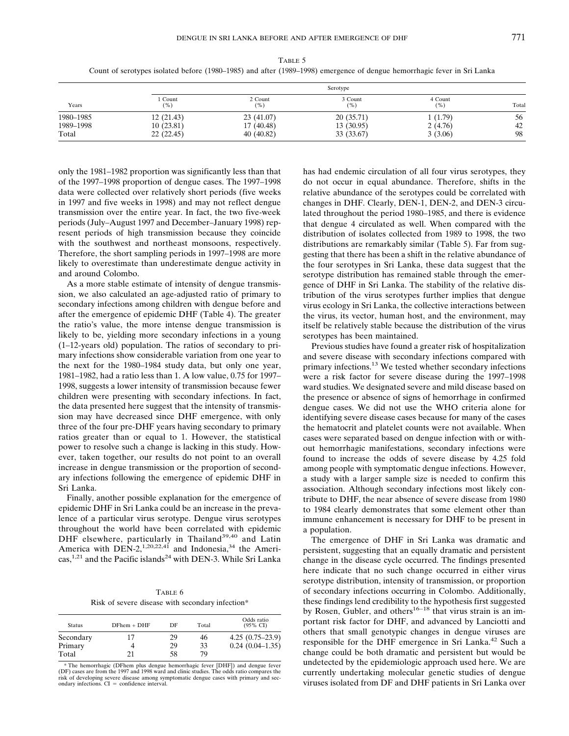TABLE 5
Count of serotypes isolated before (1980–1985) and after (1989–1998) emergence of dengue hemorrhagic fever in Sri Lanka

| Years | Serotype | | | | |
|---|---|---|---|---|---|
| | 1 Count (%) | 2 Count (%) | 3 Count (%) | 4 Count (%) | Total |
| 1980–1985 | 12 (21.43) | 23 (41.07) | 20 (35.71) | 1 (1.79) | 56 |
| 1989–1998 | 10 (23.81) | 17 (40.48) | 13 (30.95) | 2 (4.76) | 42 |
| Total | 22 (22.45) | 40 (40.82) | 33 (33.67) | 3 (3.06) | 98 |

only the 1981–1982 proportion was significantly less than that of the 1997–1998 proportion of dengue cases. The 1997–1998 data were collected over relatively short periods (five weeks in 1997 and five weeks in 1998) and may not reflect dengue transmission over the entire year. In fact, the two five-week periods (July–August 1997 and December–January 1998) represent periods of high transmission because they coincide with the southwest and northeast monsoons, respectively. Therefore, the short sampling periods in 1997–1998 are more likely to overestimate than underestimate dengue activity in and around Colombo.

As a more stable estimate of intensity of dengue transmission, we also calculated an age-adjusted ratio of primary to secondary infections among children with dengue before and after the emergence of epidemic DHF (Table 4). The greater the ratio's value, the more intense dengue transmission is likely to be, yielding more secondary infections in a young (1–12-years old) population. The ratios of secondary to primary infections show considerable variation from one year to the next for the 1980–1984 study data, but only one year, 1981–1982, had a ratio less than 1. A low value, 0.75 for 1997–1998, suggests a lower intensity of transmission because fewer children were presenting with secondary infections. In fact, the data presented here suggest that the intensity of transmission may have decreased since DHF emergence, with only three of the four pre-DHF years having secondary to primary ratios greater than or equal to 1. However, the statistical power to resolve such a change is lacking in this study. However, taken together, our results do not point to an overall increase in dengue transmission or the proportion of secondary infections following the emergence of epidemic DHF in Sri Lanka.

Finally, another possible explanation for the emergence of epidemic DHF in Sri Lanka could be an increase in the prevalence of a particular virus serotype. Dengue virus serotypes throughout the world have been correlated with epidemic DHF elsewhere, particularly in Thailand[39,40] and Latin America with DEN-2,[1,20,22,41] and Indonesia,[34] the Americas,[1,21] and the Pacific islands[24] with DEN-3. While Sri Lanka has had endemic circulation of all four virus serotypes, they do not occur in equal abundance. Therefore, shifts in the relative abundance of the serotypes could be correlated with changes in DHF. Clearly, DEN-1, DEN-2, and DEN-3 circulated throughout the period 1980–1985, and there is evidence that dengue 4 circulated as well. When compared with the distribution of isolates collected from 1989 to 1998, the two distributions are remarkably similar (Table 5). Far from suggesting that there has been a shift in the relative abundance of the four serotypes in Sri Lanka, these data suggest that the serotype distribution has remained stable through the emergence of DHF in Sri Lanka. The stability of the relative distribution of the virus serotypes further implies that dengue virus ecology in Sri Lanka, the collective interactions between the virus, its vector, human host, and the environment, may itself be relatively stable because the distribution of the virus serotypes has been maintained.

Previous studies have found a greater risk of hospitalization and severe disease with secondary infections compared with primary infections.[13] We tested whether secondary infections were a risk factor for severe disease during the 1997–1998 ward studies. We designated severe and mild disease based on the presence or absence of signs of hemorrhage in confirmed dengue cases. We did not use the WHO criteria alone for identifying severe disease cases because for many of the cases the hematocrit and platelet counts were not available. When cases were separated based on dengue infection with or without hemorrhagic manifestations, secondary infections were found to increase the odds of severe disease by 4.25 fold among people with symptomatic dengue infections. However, a study with a larger sample size is needed to confirm this association. Although secondary infections most likely contribute to DHF, the near absence of severe disease from 1980 to 1984 clearly demonstrates that some element other than immune enhancement is necessary for DHF to be present in a population.

The emergence of DHF in Sri Lanka was dramatic and persistent, suggesting that an equally dramatic and persistent change in the disease cycle occurred. The findings presented here indicate that no such change occurred in either virus serotype distribution, intensity of transmission, or proportion of secondary infections occurring in Colombo. Additionally, these findings lend credibility to the hypothesis first suggested by Rosen, Gubler, and others[16–18] that virus strain is an important risk factor for DHF, and advanced by Lanciotti and others that small genotypic changes in dengue viruses are responsible for the DHF emergence in Sri Lanka.[42] Such a change could be both dramatic and persistent but would be undetected by the epidemiologic approach used here. We are currently undertaking molecular genetic studies of dengue viruses isolated from DF and DHF patients in Sri Lanka over

TABLE 6
Risk of severe disease with secondary infection*

| Status | DFhem + DHF | DF | Total | Odds ratio (95% CI) |
|---|---|---|---|---|
| Secondary | 17 | 29 | 46 | 4.25 (0.75–23.9) |
| Primary | 4 | 29 | 33 | 0.24 (0.04–1.35) |
| Total | 21 | 58 | 79 | |

* The hemorrhagic (DFhem plus dengue hemorrhagic fever [DHF]) and dengue fever (DF) cases are from the 1997 and 1998 ward and clinic studies. The odds ratio compares the risk of developing severe disease among symptomatic dengue cases with primary and secondary infections. CI = confidence interval.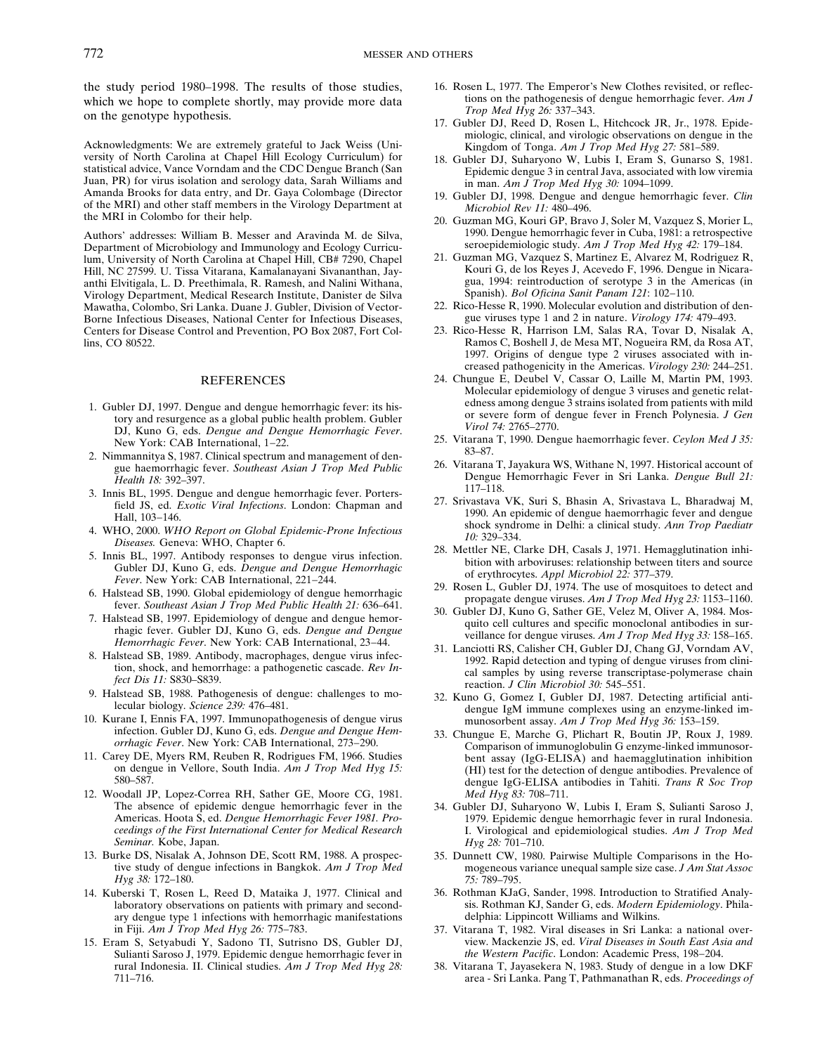the study period 1980–1998. The results of those studies, which we hope to complete shortly, may provide more data on the genotype hypothesis.

Acknowledgments: We are extremely grateful to Jack Weiss (University of North Carolina at Chapel Hill Ecology Curriculum) for statistical advice, Vance Vorndam and the CDC Dengue Branch (San Juan, PR) for virus isolation and serology data, Sarah Williams and Amanda Brooks for data entry, and Dr. Gaya Colombage (Director of the MRI) and other staff members in the Virology Department at the MRI in Colombo for their help.

Authors' addresses: William B. Messer and Aravinda M. de Silva, Department of Microbiology and Immunology and Ecology Curriculum, University of North Carolina at Chapel Hill, CB# 7290, Chapel Hill, NC 27599. U. Tissa Vitarana, Kamalanayani Sivananthan, Jayanthi Elvitigala, L. D. Preethimala, R. Ramesh, and Nalini Withana, Virology Department, Medical Research Institute, Danister de Silva Mawatha, Colombo, Sri Lanka. Duane J. Gubler, Division of Vector-Borne Infectious Diseases, National Center for Infectious Diseases, Centers for Disease Control and Prevention, PO Box 2087, Fort Collins, CO 80522.

## REFERENCES

1. Gubler DJ, 1997. Dengue and dengue hemorrhagic fever: its history and resurgence as a global public health problem. Gubler DJ, Kuno G, eds. *Dengue and Dengue Hemorrhagic Fever*. New York: CAB International, 1–22.
2. Nimmannitya S, 1987. Clinical spectrum and management of dengue haemorrhagic fever. *Southeast Asian J Trop Med Public Health 18:* 392–397.
3. Innis BL, 1995. Dengue and dengue hemorrhagic fever. Portersfield JS, ed. *Exotic Viral Infections*. London: Chapman and Hall, 103–146.
4. WHO, 2000. *WHO Report on Global Epidemic-Prone Infectious Diseases.* Geneva: WHO, Chapter 6.
5. Innis BL, 1997. Antibody responses to dengue virus infection. Gubler DJ, Kuno G, eds. *Dengue and Dengue Hemorrhagic Fever*. New York: CAB International, 221–244.
6. Halstead SB, 1990. Global epidemiology of dengue hemorrhagic fever. *Southeast Asian J Trop Med Public Health 21:* 636–641.
7. Halstead SB, 1997. Epidemiology of dengue and dengue hemorrhagic fever. Gubler DJ, Kuno G, eds. *Dengue and Dengue Hemorrhagic Fever*. New York: CAB International, 23–44.
8. Halstead SB, 1989. Antibody, macrophages, dengue virus infection, shock, and hemorrhage: a pathogenetic cascade. *Rev Infect Dis 11:* S830–S839.
9. Halstead SB, 1988. Pathogenesis of dengue: challenges to molecular biology. *Science 239:* 476–481.
10. Kurane I, Ennis FA, 1997. Immunopathogenesis of dengue virus infection. Gubler DJ, Kuno G, eds. *Dengue and Dengue Hemorrhagic Fever*. New York: CAB International, 273–290.
11. Carey DE, Myers RM, Reuben R, Rodrigues FM, 1966. Studies on dengue in Vellore, South India. *Am J Trop Med Hyg 15:* 580–587.
12. Woodall JP, Lopez-Correa RH, Sather GE, Moore CG, 1981. The absence of epidemic dengue hemorrhagic fever in the Americas. Hoota S, ed. *Dengue Hemorrhagic Fever 1981. Proceedings of the First International Center for Medical Research Seminar.* Kobe, Japan.
13. Burke DS, Nisalak A, Johnson DE, Scott RM, 1988. A prospective study of dengue infections in Bangkok. *Am J Trop Med Hyg 38:* 172–180.
14. Kuberski T, Rosen L, Reed D, Mataika J, 1977. Clinical and laboratory observations on patients with primary and secondary dengue type 1 infections with hemorrhagic manifestations in Fiji. *Am J Trop Med Hyg 26:* 775–783.
15. Eram S, Setyabudi Y, Sadono TI, Sutrisno DS, Gubler DJ, Sulianti Saroso J, 1979. Epidemic dengue hemorrhagic fever in rural Indonesia. II. Clinical studies. *Am J Trop Med Hyg 28:* 711–716.
16. Rosen L, 1977. The Emperor's New Clothes revisited, or reflections on the pathogenesis of dengue hemorrhagic fever. *Am J Trop Med Hyg 26:* 337–343.
17. Gubler DJ, Reed D, Rosen L, Hitchcock JR, Jr., 1978. Epidemiologic, clinical, and virologic observations on dengue in the Kingdom of Tonga. *Am J Trop Med Hyg 27:* 581–589.
18. Gubler DJ, Suharyono W, Lubis I, Eram S, Gunarso S, 1981. Epidemic dengue 3 in central Java, associated with low viremia in man. *Am J Trop Med Hyg 30:* 1094–1099.
19. Gubler DJ, 1998. Dengue and dengue hemorrhagic fever. *Clin Microbiol Rev 11:* 480–496.
20. Guzman MG, Kouri GP, Bravo J, Soler M, Vazquez S, Morier L, 1990. Dengue hemorrhagic fever in Cuba, 1981: a retrospective seroepidemiologic study. *Am J Trop Med Hyg 42:* 179–184.
21. Guzman MG, Vazquez S, Martinez E, Alvarez M, Rodriguez R, Kouri G, de los Reyes J, Acevedo F, 1996. Dengue in Nicaragua, 1994: reintroduction of serotype 3 in the Americas (in Spanish). *Bol Oficina Sanit Panam 121*: 102–110.
22. Rico-Hesse R, 1990. Molecular evolution and distribution of dengue viruses type 1 and 2 in nature. *Virology 174:* 479–493.
23. Rico-Hesse R, Harrison LM, Salas RA, Tovar D, Nisalak A, Ramos C, Boshell J, de Mesa MT, Nogueira RM, da Rosa AT, 1997. Origins of dengue type 2 viruses associated with increased pathogenicity in the Americas. *Virology 230:* 244–251.
24. Chungue E, Deubel V, Cassar O, Laille M, Martin PM, 1993. Molecular epidemiology of dengue 3 viruses and genetic relatedness among dengue 3 strains isolated from patients with mild or severe form of dengue fever in French Polynesia. *J Gen Virol 74:* 2765–2770.
25. Vitarana T, 1990. Dengue haemorrhagic fever. *Ceylon Med J 35:* 83–87.
26. Vitarana T, Jayakura WS, Withane N, 1997. Historical account of Dengue Hemorrhagic Fever in Sri Lanka. *Dengue Bull 21:* 117–118.
27. Srivastava VK, Suri S, Bhasin A, Srivastava L, Bharadwaj M, 1990. An epidemic of dengue haemorrhagic fever and dengue shock syndrome in Delhi: a clinical study. *Ann Trop Paediatr 10:* 329–334.
28. Mettler NE, Clarke DH, Casals J, 1971. Hemagglutination inhibition with arboviruses: relationship between titers and source of erythrocytes. *Appl Microbiol 22:* 377–379.
29. Rosen L, Gubler DJ, 1974. The use of mosquitoes to detect and propagate dengue viruses. *Am J Trop Med Hyg 23:* 1153–1160.
30. Gubler DJ, Kuno G, Sather GE, Velez M, Oliver A, 1984. Mosquito cell cultures and specific monoclonal antibodies in surveillance for dengue viruses. *Am J Trop Med Hyg 33:* 158–165.
31. Lanciotti RS, Calisher CH, Gubler DJ, Chang GJ, Vorndam AV, 1992. Rapid detection and typing of dengue viruses from clinical samples by using reverse transcriptase-polymerase chain reaction. *J Clin Microbiol 30:* 545–551.
32. Kuno G, Gomez I, Gubler DJ, 1987. Detecting artificial anti-dengue IgM immune complexes using an enzyme-linked immunosorbent assay. *Am J Trop Med Hyg 36:* 153–159.
33. Chungue E, Marche G, Plichart R, Boutin JP, Roux J, 1989. Comparison of immunoglobulin G enzyme-linked immunosorbent assay (IgG-ELISA) and haemagglutination inhibition (HI) test for the detection of dengue antibodies. Prevalence of dengue IgG-ELISA antibodies in Tahiti. *Trans R Soc Trop Med Hyg 83:* 708–711.
34. Gubler DJ, Suharyono W, Lubis I, Eram S, Sulianti Saroso J, 1979. Epidemic dengue hemorrhagic fever in rural Indonesia. I. Virological and epidemiological studies. *Am J Trop Med Hyg 28:* 701–710.
35. Dunnett CW, 1980. Pairwise Multiple Comparisons in the Homogeneous variance unequal sample size case. *J Am Stat Assoc 75:* 789–795.
36. Rothman KJaG, Sander, 1998. Introduction to Stratified Analysis. Rothman KJ, Sander G, eds. *Modern Epidemiology*. Philadelphia: Lippincott Williams and Wilkins.
37. Vitarana T, 1982. Viral diseases in Sri Lanka: a national overview. Mackenzie JS, ed. *Viral Diseases in South East Asia and the Western Pacific*. London: Academic Press, 198–204.
38. Vitarana T, Jayasekera N, 1983. Study of dengue in a low DKF area - Sri Lanka. Pang T, Pathmanathan R, eds. *Proceedings of*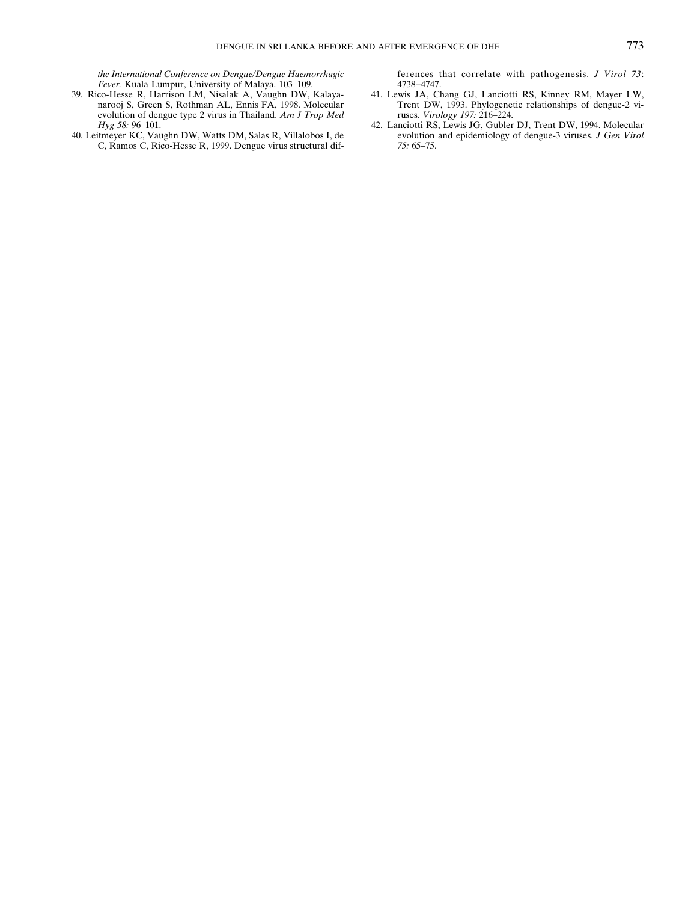*the International Conference on Dengue/Dengue Haemorrhagic Fever.* Kuala Lumpur, University of Malaya. 103–109.

39. Rico-Hesse R, Harrison LM, Nisalak A, Vaughn DW, Kalayanarooj S, Green S, Rothman AL, Ennis FA, 1998. Molecular evolution of dengue type 2 virus in Thailand. *Am J Trop Med Hyg 58:* 96–101.
40. Leitmeyer KC, Vaughn DW, Watts DM, Salas R, Villalobos I, de C, Ramos C, Rico-Hesse R, 1999. Dengue virus structural differences that correlate with pathogenesis. *J Virol 73*: 4738–4747.
41. Lewis JA, Chang GJ, Lanciotti RS, Kinney RM, Mayer LW, Trent DW, 1993. Phylogenetic relationships of dengue-2 viruses. *Virology 197:* 216–224.
42. Lanciotti RS, Lewis JG, Gubler DJ, Trent DW, 1994. Molecular evolution and epidemiology of dengue-3 viruses. *J Gen Virol 75:* 65–75.